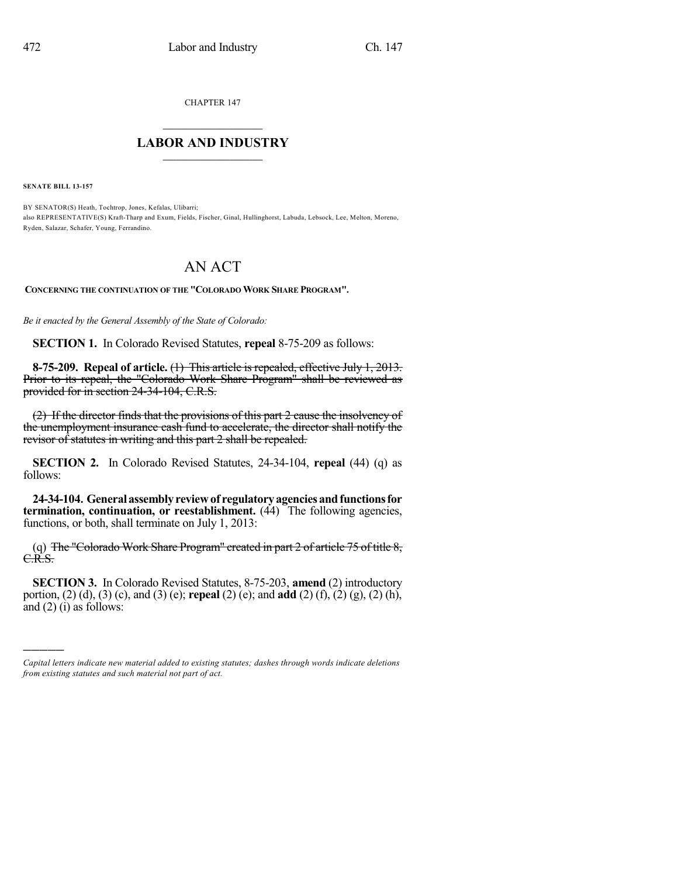CHAPTER 147

# LABOR AND INDUSTRY

**SENATE BILL 13-157**

BY SENATOR(S) Heath, Tochtrop, Jones, Kefalas, Ulibarri;
also REPRESENTATIVE(S) Kraft-Tharp and Exum, Fields, Fischer, Ginal, Hullinghorst, Labuda, Lebsock, Lee, Melton, Moreno, Ryden, Salazar, Schafer, Young, Ferrandino.

# AN ACT

**CONCERNING THE CONTINUATION OF THE "COLORADO WORK SHARE PROGRAM".**

*Be it enacted by the General Assembly of the State of Colorado:*

**SECTION 1.** In Colorado Revised Statutes, **repeal** 8-75-209 as follows:

**8-75-209. Repeal of article.** ~~(1) This article is repealed, effective July 1, 2013. Prior to its repeal, the "Colorado Work Share Program" shall be reviewed as provided for in section 24-34-104, C.R.S.~~

~~(2) If the director finds that the provisions of this part 2 cause the insolvency of the unemployment insurance cash fund to accelerate, the director shall notify the revisor of statutes in writing and this part 2 shall be repealed.~~

**SECTION 2.** In Colorado Revised Statutes, 24-34-104, **repeal** (44) (q) as follows:

**24-34-104. General assembly review of regulatory agencies and functions for termination, continuation, or reestablishment.** (44) The following agencies, functions, or both, shall terminate on July 1, 2013:

(q) ~~The "Colorado Work Share Program" created in part 2 of article 75 of title 8, C.R.S.~~

**SECTION 3.** In Colorado Revised Statutes, 8-75-203, **amend** (2) introductory portion, (2) (d), (3) (c), and (3) (e); **repeal** (2) (e); and **add** (2) (f), (2) (g), (2) (h), and (2) (i) as follows:

---

*Capital letters indicate new material added to existing statutes; dashes through words indicate deletions from existing statutes and such material not part of act.*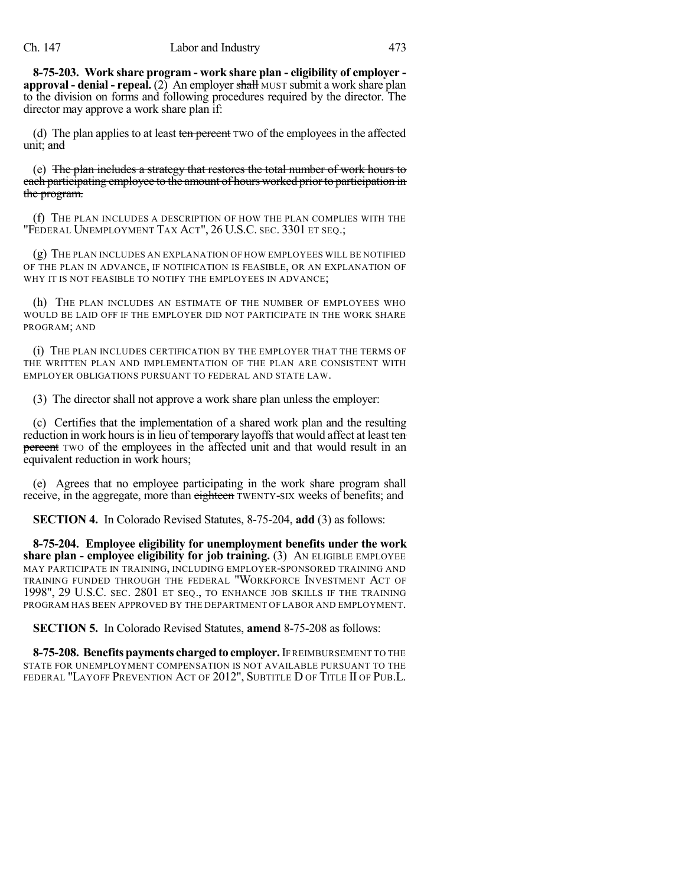**8-75-203. Work share program - work share plan - eligibility of employer - approval - denial - repeal.** (2) An employer ~~shall~~ MUST submit a work share plan to the division on forms and following procedures required by the director. The director may approve a work share plan if:

(d) The plan applies to at least ~~ten percent~~ TWO of the employees in the affected unit; ~~and~~

(e) ~~The plan includes a strategy that restores the total number of work hours to each participating employee to the amount of hours worked prior to participation in the program.~~

(f) THE PLAN INCLUDES A DESCRIPTION OF HOW THE PLAN COMPLIES WITH THE "FEDERAL UNEMPLOYMENT TAX ACT", 26 U.S.C. SEC. 3301 ET SEQ.;

(g) THE PLAN INCLUDES AN EXPLANATION OF HOW EMPLOYEES WILL BE NOTIFIED OF THE PLAN IN ADVANCE, IF NOTIFICATION IS FEASIBLE, OR AN EXPLANATION OF WHY IT IS NOT FEASIBLE TO NOTIFY THE EMPLOYEES IN ADVANCE;

(h) THE PLAN INCLUDES AN ESTIMATE OF THE NUMBER OF EMPLOYEES WHO WOULD BE LAID OFF IF THE EMPLOYER DID NOT PARTICIPATE IN THE WORK SHARE PROGRAM; AND

(i) THE PLAN INCLUDES CERTIFICATION BY THE EMPLOYER THAT THE TERMS OF THE WRITTEN PLAN AND IMPLEMENTATION OF THE PLAN ARE CONSISTENT WITH EMPLOYER OBLIGATIONS PURSUANT TO FEDERAL AND STATE LAW.

(3) The director shall not approve a work share plan unless the employer:

(c) Certifies that the implementation of a shared work plan and the resulting reduction in work hours is in lieu of ~~temporary~~ layoffs that would affect at least ~~ten percent~~ TWO of the employees in the affected unit and that would result in an equivalent reduction in work hours;

(e) Agrees that no employee participating in the work share program shall receive, in the aggregate, more than ~~eighteen~~ TWENTY-SIX weeks of benefits; and

**SECTION 4.** In Colorado Revised Statutes, 8-75-204, **add** (3) as follows:

**8-75-204. Employee eligibility for unemployment benefits under the work share plan - employee eligibility for job training.** (3) AN ELIGIBLE EMPLOYEE MAY PARTICIPATE IN TRAINING, INCLUDING EMPLOYER-SPONSORED TRAINING AND TRAINING FUNDED THROUGH THE FEDERAL "WORKFORCE INVESTMENT ACT OF 1998", 29 U.S.C. SEC. 2801 ET SEQ., TO ENHANCE JOB SKILLS IF THE TRAINING PROGRAM HAS BEEN APPROVED BY THE DEPARTMENT OF LABOR AND EMPLOYMENT.

**SECTION 5.** In Colorado Revised Statutes, **amend** 8-75-208 as follows:

**8-75-208. Benefits payments charged to employer.** IF REIMBURSEMENT TO THE STATE FOR UNEMPLOYMENT COMPENSATION IS NOT AVAILABLE PURSUANT TO THE FEDERAL "LAYOFF PREVENTION ACT OF 2012", SUBTITLE D OF TITLE II OF PUB.L.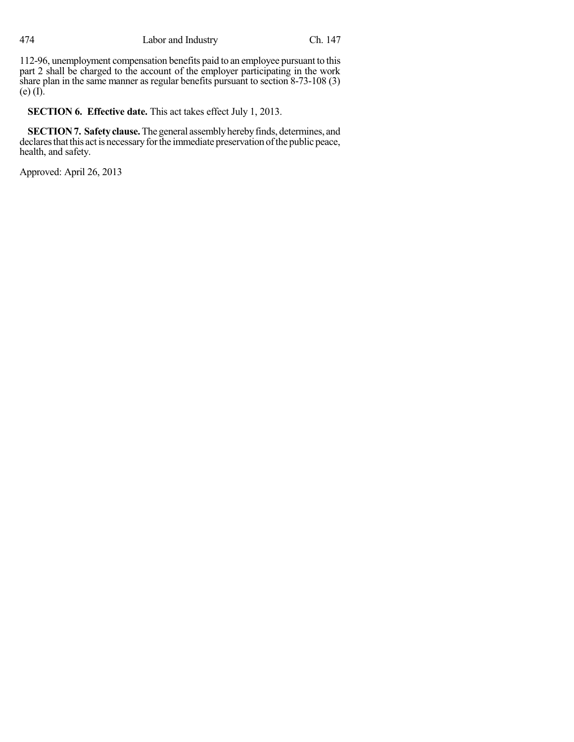112-96, unemployment compensation benefits paid to an employee pursuant to this part 2 shall be charged to the account of the employer participating in the work share plan in the same manner as regular benefits pursuant to section 8-73-108 (3) (e) (I).

**SECTION 6. Effective date.** This act takes effect July 1, 2013.

**SECTION 7. Safety clause.** The general assembly hereby finds, determines, and declares that this act is necessary for the immediate preservation of the public peace, health, and safety.

Approved: April 26, 2013